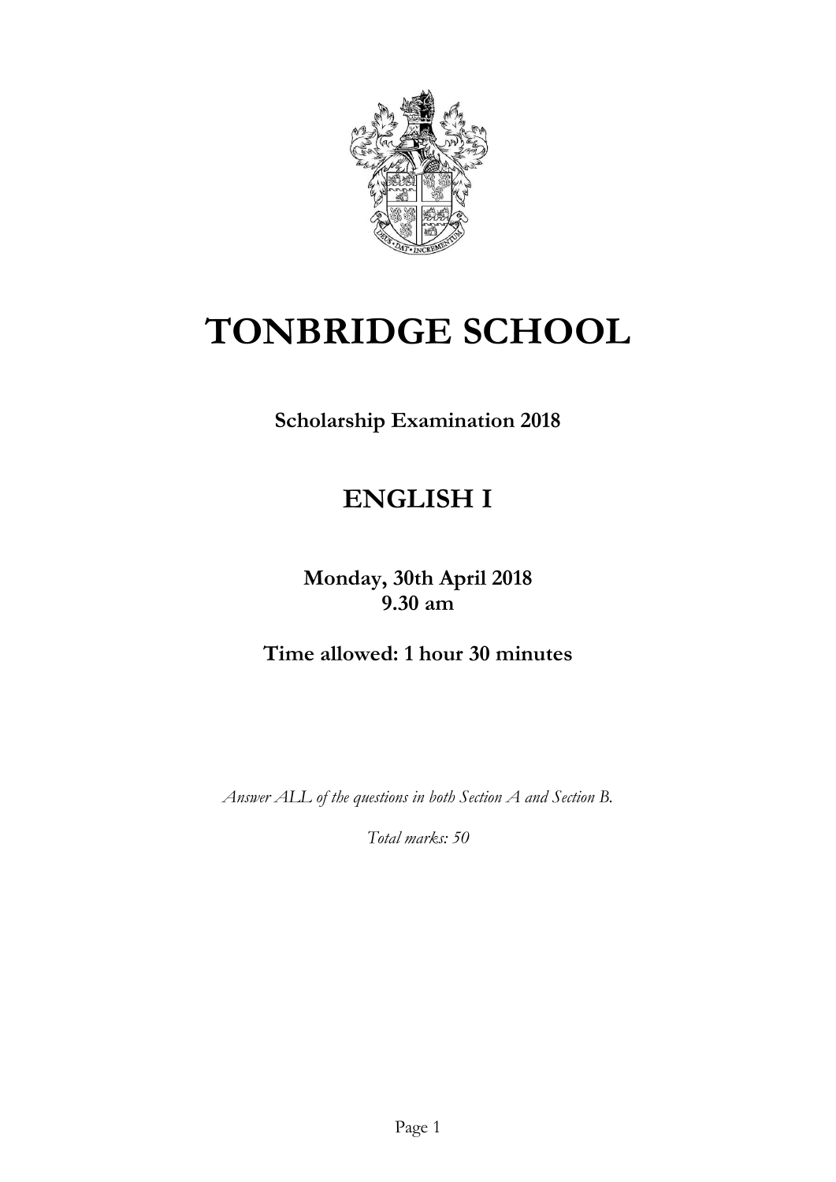# TONBRIDGE SCHOOL

**Scholarship Examination 2018**

## ENGLISH I

**Monday, 30th April 2018**
**9.30 am**

**Time allowed: 1 hour 30 minutes**

*Answer ALL of the questions in both Section A and Section B.*

*Total marks: 50*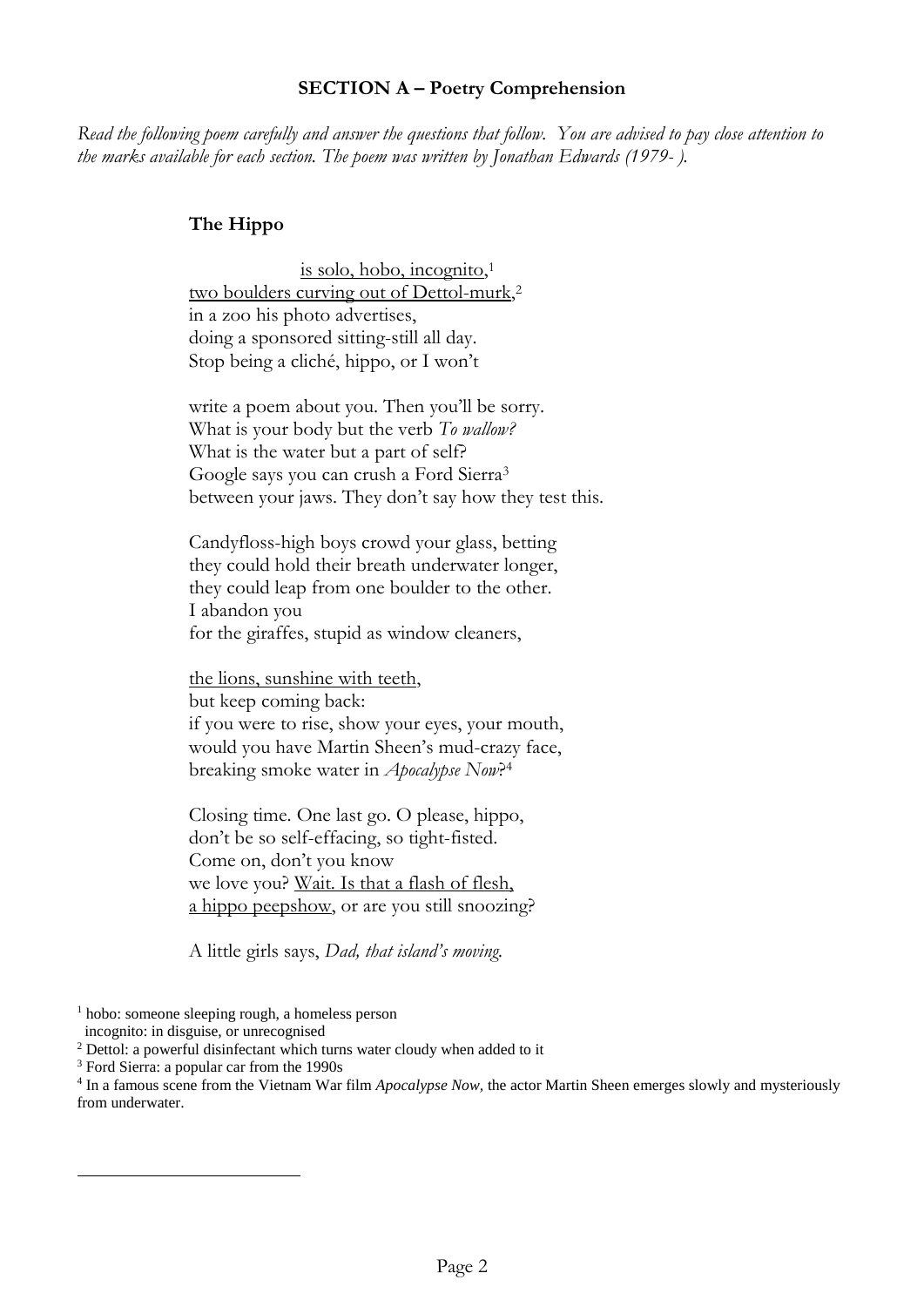**SECTION A – Poetry Comprehension**

*Read the following poem carefully and answer the questions that follow. You are advised to pay close attention to the marks available for each section. The poem was written by Jonathan Edwards (1979- ).*

**The Hippo**

<u>is solo, hobo, incognito,</u>[1]  
<u>two boulders curving out of Dettol-murk</u>,[2]  
in a zoo his photo advertises,  
doing a sponsored sitting-still all day.  
Stop being a cliché, hippo, or I won't

write a poem about you. Then you'll be sorry.  
What is your body but the verb *To wallow?*  
What is the water but a part of self?  
Google says you can crush a Ford Sierra[3]  
between your jaws. They don't say how they test this.

Candyfloss-high boys crowd your glass, betting  
they could hold their breath underwater longer,  
they could leap from one boulder to the other.  
I abandon you  
for the giraffes, stupid as window cleaners,

<u>the lions, sunshine with teeth</u>,  
but keep coming back:  
if you were to rise, show your eyes, your mouth,  
would you have Martin Sheen's mud-crazy face,  
breaking smoke water in *Apocalypse Now*?[4]

Closing time. One last go. O please, hippo,  
don't be so self-effacing, so tight-fisted.  
Come on, don't you know  
we love you? <u>Wait. Is that a flash of flesh,</u>  
<u>a hippo peepshow</u>, or are you still snoozing?

A little girls says, *Dad, that island's moving.*

---

[1] hobo: someone sleeping rough, a homeless person  
incognito: in disguise, or unrecognised

[2] Dettol: a powerful disinfectant which turns water cloudy when added to it

[3] Ford Sierra: a popular car from the 1990s

[4] In a famous scene from the Vietnam War film *Apocalypse Now,* the actor Martin Sheen emerges slowly and mysteriously from underwater.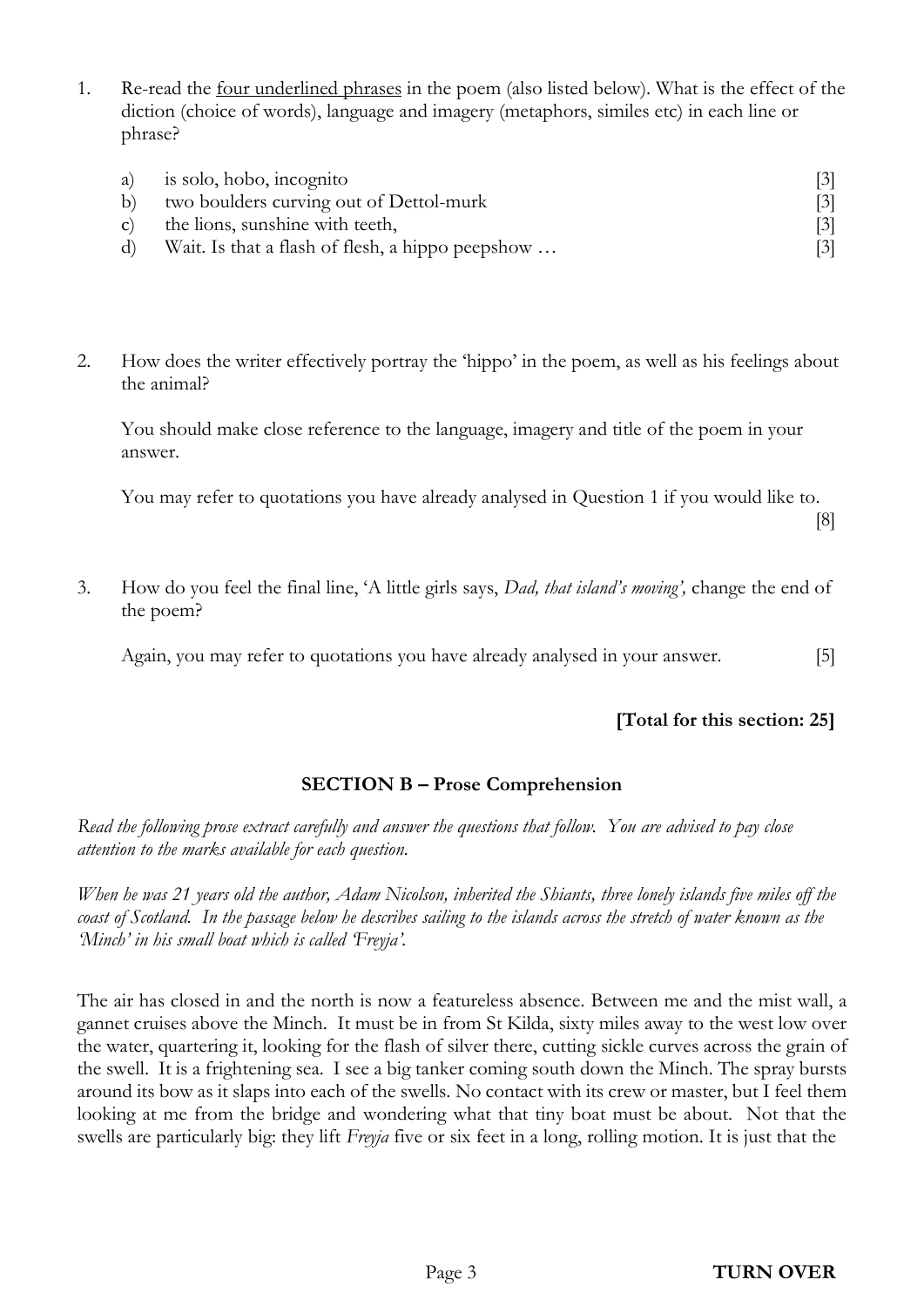1. Re-read the <u>four underlined phrases</u> in the poem (also listed below). What is the effect of the diction (choice of words), language and imagery (metaphors, similes etc) in each line or phrase?

   a) is solo, hobo, incognito [3]
   b) two boulders curving out of Dettol-murk [3]
   c) the lions, sunshine with teeth, [3]
   d) Wait. Is that a flash of flesh, a hippo peepshow … [3]

2. How does the writer effectively portray the 'hippo' in the poem, as well as his feelings about the animal?

   You should make close reference to the language, imagery and title of the poem in your answer.

   You may refer to quotations you have already analysed in Question 1 if you would like to. [8]

3. How do you feel the final line, 'A little girls says, *Dad, that island's moving',* change the end of the poem?

   Again, you may refer to quotations you have already analysed in your answer. [5]

**[Total for this section: 25]**

## SECTION B – Prose Comprehension

*Read the following prose extract carefully and answer the questions that follow. You are advised to pay close attention to the marks available for each question.*

*When he was 21 years old the author, Adam Nicolson, inherited the Shiants, three lonely islands five miles off the coast of Scotland. In the passage below he describes sailing to the islands across the stretch of water known as the 'Minch' in his small boat which is called 'Freyja'.*

The air has closed in and the north is now a featureless absence. Between me and the mist wall, a gannet cruises above the Minch. It must be in from St Kilda, sixty miles away to the west low over the water, quartering it, looking for the flash of silver there, cutting sickle curves across the grain of the swell. It is a frightening sea. I see a big tanker coming south down the Minch. The spray bursts around its bow as it slaps into each of the swells. No contact with its crew or master, but I feel them looking at me from the bridge and wondering what that tiny boat must be about. Not that the swells are particularly big: they lift *Freyja* five or six feet in a long, rolling motion. It is just that the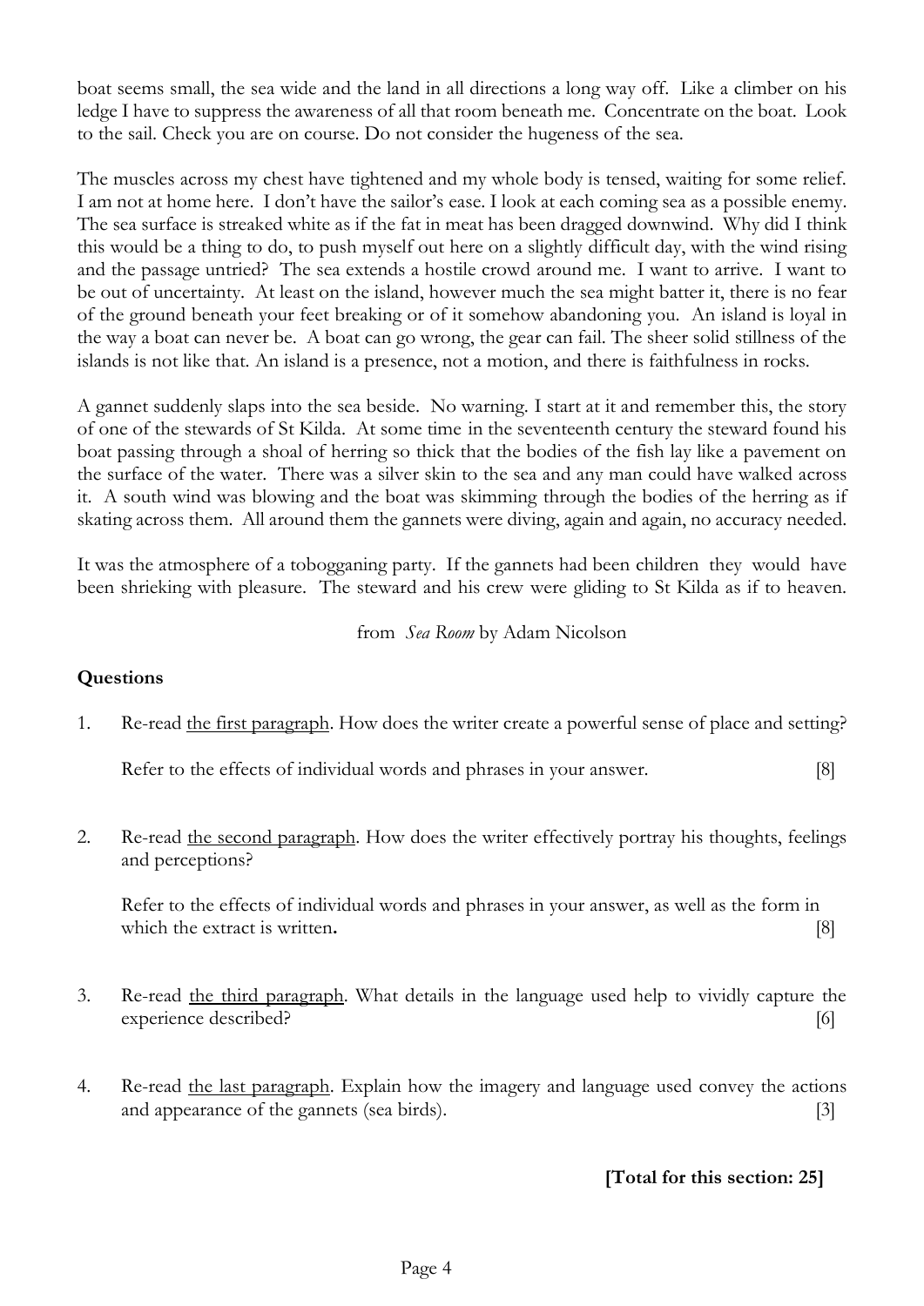boat seems small, the sea wide and the land in all directions a long way off. Like a climber on his ledge I have to suppress the awareness of all that room beneath me. Concentrate on the boat. Look to the sail. Check you are on course. Do not consider the hugeness of the sea.

The muscles across my chest have tightened and my whole body is tensed, waiting for some relief. I am not at home here. I don't have the sailor's ease. I look at each coming sea as a possible enemy. The sea surface is streaked white as if the fat in meat has been dragged downwind. Why did I think this would be a thing to do, to push myself out here on a slightly difficult day, with the wind rising and the passage untried? The sea extends a hostile crowd around me. I want to arrive. I want to be out of uncertainty. At least on the island, however much the sea might batter it, there is no fear of the ground beneath your feet breaking or of it somehow abandoning you. An island is loyal in the way a boat can never be. A boat can go wrong, the gear can fail. The sheer solid stillness of the islands is not like that. An island is a presence, not a motion, and there is faithfulness in rocks.

A gannet suddenly slaps into the sea beside. No warning. I start at it and remember this, the story of one of the stewards of St Kilda. At some time in the seventeenth century the steward found his boat passing through a shoal of herring so thick that the bodies of the fish lay like a pavement on the surface of the water. There was a silver skin to the sea and any man could have walked across it. A south wind was blowing and the boat was skimming through the bodies of the herring as if skating across them. All around them the gannets were diving, again and again, no accuracy needed.

It was the atmosphere of a tobogganing party. If the gannets had been children they would have been shrieking with pleasure. The steward and his crew were gliding to St Kilda as if to heaven.

from *Sea Room* by Adam Nicolson

## Questions

1. Re-read the first paragraph. How does the writer create a powerful sense of place and setting?

   Refer to the effects of individual words and phrases in your answer. [8]

2. Re-read the second paragraph. How does the writer effectively portray his thoughts, feelings and perceptions?

   Refer to the effects of individual words and phrases in your answer, as well as the form in which the extract is written**.** [8]

3. Re-read the third paragraph. What details in the language used help to vividly capture the experience described? [6]

4. Re-read the last paragraph. Explain how the imagery and language used convey the actions and appearance of the gannets (sea birds). [3]

**[Total for this section: 25]**